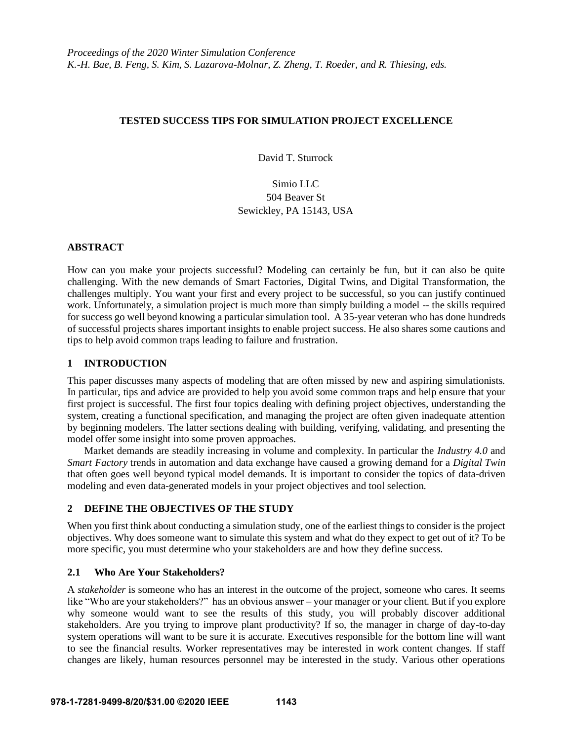*Proceedings of the 2020 Winter Simulation Conference*
*K.-H. Bae, B. Feng, S. Kim, S. Lazarova-Molnar, Z. Zheng, T. Roeder, and R. Thiesing, eds.*

# TESTED SUCCESS TIPS FOR SIMULATION PROJECT EXCELLENCE

David T. Sturrock

Simio LLC
504 Beaver St
Sewickley, PA 15143, USA

## ABSTRACT

How can you make your projects successful? Modeling can certainly be fun, but it can also be quite challenging. With the new demands of Smart Factories, Digital Twins, and Digital Transformation, the challenges multiply. You want your first and every project to be successful, so you can justify continued work. Unfortunately, a simulation project is much more than simply building a model -- the skills required for success go well beyond knowing a particular simulation tool. A 35-year veteran who has done hundreds of successful projects shares important insights to enable project success. He also shares some cautions and tips to help avoid common traps leading to failure and frustration.

## 1 INTRODUCTION

This paper discusses many aspects of modeling that are often missed by new and aspiring simulationists. In particular, tips and advice are provided to help you avoid some common traps and help ensure that your first project is successful. The first four topics dealing with defining project objectives, understanding the system, creating a functional specification, and managing the project are often given inadequate attention by beginning modelers. The latter sections dealing with building, verifying, validating, and presenting the model offer some insight into some proven approaches.

Market demands are steadily increasing in volume and complexity. In particular the *Industry 4.0* and *Smart Factory* trends in automation and data exchange have caused a growing demand for a *Digital Twin* that often goes well beyond typical model demands. It is important to consider the topics of data-driven modeling and even data-generated models in your project objectives and tool selection.

## 2 DEFINE THE OBJECTIVES OF THE STUDY

When you first think about conducting a simulation study, one of the earliest things to consider is the project objectives. Why does someone want to simulate this system and what do they expect to get out of it? To be more specific, you must determine who your stakeholders are and how they define success.

### 2.1 Who Are Your Stakeholders?

A *stakeholder* is someone who has an interest in the outcome of the project, someone who cares. It seems like "Who are your stakeholders?" has an obvious answer – your manager or your client. But if you explore why someone would want to see the results of this study, you will probably discover additional stakeholders. Are you trying to improve plant productivity? If so, the manager in charge of day-to-day system operations will want to be sure it is accurate. Executives responsible for the bottom line will want to see the financial results. Worker representatives may be interested in work content changes. If staff changes are likely, human resources personnel may be interested in the study. Various other operations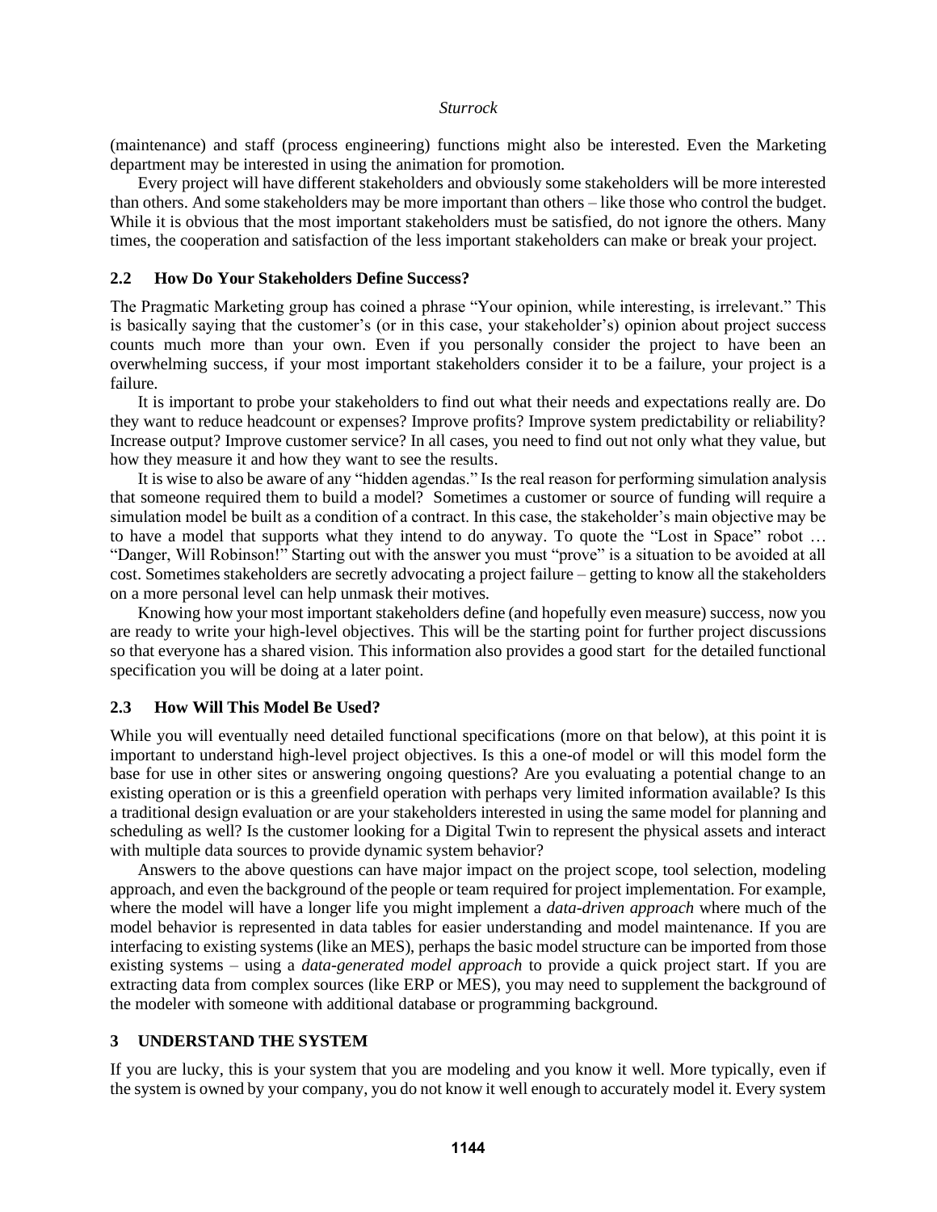(maintenance) and staff (process engineering) functions might also be interested. Even the Marketing department may be interested in using the animation for promotion.

Every project will have different stakeholders and obviously some stakeholders will be more interested than others. And some stakeholders may be more important than others – like those who control the budget. While it is obvious that the most important stakeholders must be satisfied, do not ignore the others. Many times, the cooperation and satisfaction of the less important stakeholders can make or break your project.

### 2.2 How Do Your Stakeholders Define Success?

The Pragmatic Marketing group has coined a phrase "Your opinion, while interesting, is irrelevant." This is basically saying that the customer's (or in this case, your stakeholder's) opinion about project success counts much more than your own. Even if you personally consider the project to have been an overwhelming success, if your most important stakeholders consider it to be a failure, your project is a failure.

It is important to probe your stakeholders to find out what their needs and expectations really are. Do they want to reduce headcount or expenses? Improve profits? Improve system predictability or reliability? Increase output? Improve customer service? In all cases, you need to find out not only what they value, but how they measure it and how they want to see the results.

It is wise to also be aware of any "hidden agendas." Is the real reason for performing simulation analysis that someone required them to build a model? Sometimes a customer or source of funding will require a simulation model be built as a condition of a contract. In this case, the stakeholder's main objective may be to have a model that supports what they intend to do anyway. To quote the "Lost in Space" robot … "Danger, Will Robinson!" Starting out with the answer you must "prove" is a situation to be avoided at all cost. Sometimes stakeholders are secretly advocating a project failure – getting to know all the stakeholders on a more personal level can help unmask their motives.

Knowing how your most important stakeholders define (and hopefully even measure) success, now you are ready to write your high-level objectives. This will be the starting point for further project discussions so that everyone has a shared vision. This information also provides a good start for the detailed functional specification you will be doing at a later point.

### 2.3 How Will This Model Be Used?

While you will eventually need detailed functional specifications (more on that below), at this point it is important to understand high-level project objectives. Is this a one-of model or will this model form the base for use in other sites or answering ongoing questions? Are you evaluating a potential change to an existing operation or is this a greenfield operation with perhaps very limited information available? Is this a traditional design evaluation or are your stakeholders interested in using the same model for planning and scheduling as well? Is the customer looking for a Digital Twin to represent the physical assets and interact with multiple data sources to provide dynamic system behavior?

Answers to the above questions can have major impact on the project scope, tool selection, modeling approach, and even the background of the people or team required for project implementation. For example, where the model will have a longer life you might implement a *data-driven approach* where much of the model behavior is represented in data tables for easier understanding and model maintenance. If you are interfacing to existing systems (like an MES), perhaps the basic model structure can be imported from those existing systems – using a *data-generated model approach* to provide a quick project start. If you are extracting data from complex sources (like ERP or MES), you may need to supplement the background of the modeler with someone with additional database or programming background.

## 3 UNDERSTAND THE SYSTEM

If you are lucky, this is your system that you are modeling and you know it well. More typically, even if the system is owned by your company, you do not know it well enough to accurately model it. Every system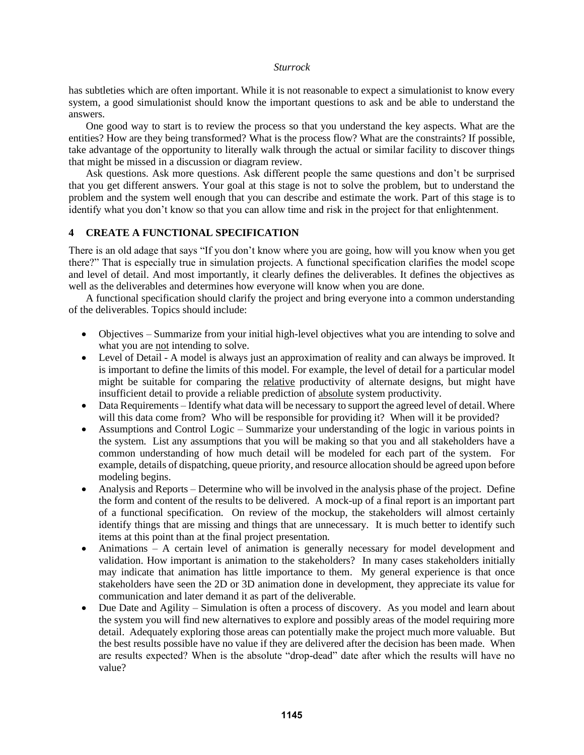has subtleties which are often important. While it is not reasonable to expect a simulationist to know every system, a good simulationist should know the important questions to ask and be able to understand the answers.

One good way to start is to review the process so that you understand the key aspects. What are the entities? How are they being transformed? What is the process flow? What are the constraints? If possible, take advantage of the opportunity to literally walk through the actual or similar facility to discover things that might be missed in a discussion or diagram review.

Ask questions. Ask more questions. Ask different people the same questions and don't be surprised that you get different answers. Your goal at this stage is not to solve the problem, but to understand the problem and the system well enough that you can describe and estimate the work. Part of this stage is to identify what you don't know so that you can allow time and risk in the project for that enlightenment.

## 4 CREATE A FUNCTIONAL SPECIFICATION

There is an old adage that says "If you don't know where you are going, how will you know when you get there?" That is especially true in simulation projects. A functional specification clarifies the model scope and level of detail. And most importantly, it clearly defines the deliverables. It defines the objectives as well as the deliverables and determines how everyone will know when you are done.

A functional specification should clarify the project and bring everyone into a common understanding of the deliverables. Topics should include:

- Objectives – Summarize from your initial high-level objectives what you are intending to solve and what you are <u>not</u> intending to solve.
- Level of Detail - A model is always just an approximation of reality and can always be improved. It is important to define the limits of this model. For example, the level of detail for a particular model might be suitable for comparing the <u>relative</u> productivity of alternate designs, but might have insufficient detail to provide a reliable prediction of <u>absolute</u> system productivity.
- Data Requirements – Identify what data will be necessary to support the agreed level of detail. Where will this data come from? Who will be responsible for providing it? When will it be provided?
- Assumptions and Control Logic – Summarize your understanding of the logic in various points in the system. List any assumptions that you will be making so that you and all stakeholders have a common understanding of how much detail will be modeled for each part of the system. For example, details of dispatching, queue priority, and resource allocation should be agreed upon before modeling begins.
- Analysis and Reports – Determine who will be involved in the analysis phase of the project. Define the form and content of the results to be delivered. A mock-up of a final report is an important part of a functional specification. On review of the mockup, the stakeholders will almost certainly identify things that are missing and things that are unnecessary. It is much better to identify such items at this point than at the final project presentation.
- Animations – A certain level of animation is generally necessary for model development and validation. How important is animation to the stakeholders? In many cases stakeholders initially may indicate that animation has little importance to them. My general experience is that once stakeholders have seen the 2D or 3D animation done in development, they appreciate its value for communication and later demand it as part of the deliverable.
- Due Date and Agility – Simulation is often a process of discovery. As you model and learn about the system you will find new alternatives to explore and possibly areas of the model requiring more detail. Adequately exploring those areas can potentially make the project much more valuable. But the best results possible have no value if they are delivered after the decision has been made. When are results expected? When is the absolute "drop-dead" date after which the results will have no value?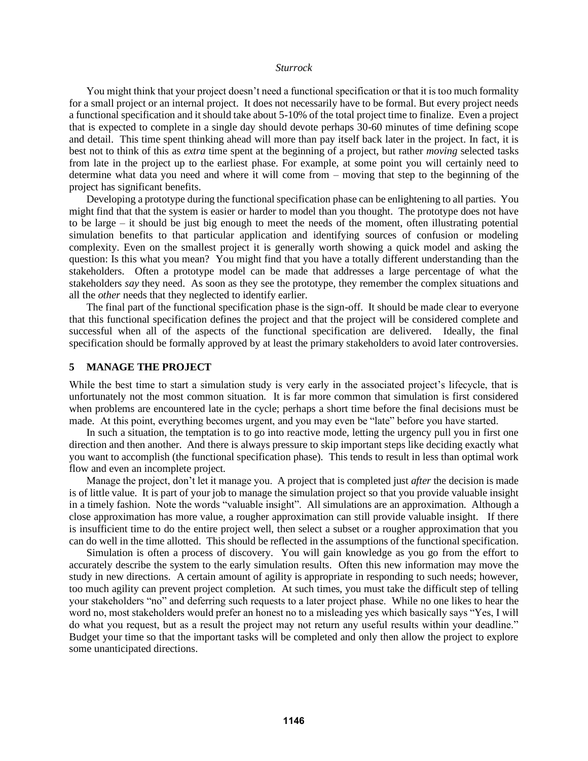You might think that your project doesn't need a functional specification or that it is too much formality for a small project or an internal project. It does not necessarily have to be formal. But every project needs a functional specification and it should take about 5-10% of the total project time to finalize. Even a project that is expected to complete in a single day should devote perhaps 30-60 minutes of time defining scope and detail. This time spent thinking ahead will more than pay itself back later in the project. In fact, it is best not to think of this as *extra* time spent at the beginning of a project, but rather *moving* selected tasks from late in the project up to the earliest phase. For example, at some point you will certainly need to determine what data you need and where it will come from – moving that step to the beginning of the project has significant benefits.

Developing a prototype during the functional specification phase can be enlightening to all parties. You might find that that the system is easier or harder to model than you thought. The prototype does not have to be large – it should be just big enough to meet the needs of the moment, often illustrating potential simulation benefits to that particular application and identifying sources of confusion or modeling complexity. Even on the smallest project it is generally worth showing a quick model and asking the question: Is this what you mean? You might find that you have a totally different understanding than the stakeholders. Often a prototype model can be made that addresses a large percentage of what the stakeholders *say* they need. As soon as they see the prototype, they remember the complex situations and all the *other* needs that they neglected to identify earlier.

The final part of the functional specification phase is the sign-off. It should be made clear to everyone that this functional specification defines the project and that the project will be considered complete and successful when all of the aspects of the functional specification are delivered. Ideally, the final specification should be formally approved by at least the primary stakeholders to avoid later controversies.

## 5 MANAGE THE PROJECT

While the best time to start a simulation study is very early in the associated project's lifecycle, that is unfortunately not the most common situation. It is far more common that simulation is first considered when problems are encountered late in the cycle; perhaps a short time before the final decisions must be made. At this point, everything becomes urgent, and you may even be "late" before you have started.

In such a situation, the temptation is to go into reactive mode, letting the urgency pull you in first one direction and then another. And there is always pressure to skip important steps like deciding exactly what you want to accomplish (the functional specification phase). This tends to result in less than optimal work flow and even an incomplete project.

Manage the project, don't let it manage you. A project that is completed just *after* the decision is made is of little value. It is part of your job to manage the simulation project so that you provide valuable insight in a timely fashion. Note the words "valuable insight". All simulations are an approximation. Although a close approximation has more value, a rougher approximation can still provide valuable insight. If there is insufficient time to do the entire project well, then select a subset or a rougher approximation that you can do well in the time allotted. This should be reflected in the assumptions of the functional specification.

Simulation is often a process of discovery. You will gain knowledge as you go from the effort to accurately describe the system to the early simulation results. Often this new information may move the study in new directions. A certain amount of agility is appropriate in responding to such needs; however, too much agility can prevent project completion. At such times, you must take the difficult step of telling your stakeholders "no" and deferring such requests to a later project phase. While no one likes to hear the word no, most stakeholders would prefer an honest no to a misleading yes which basically says "Yes, I will do what you request, but as a result the project may not return any useful results within your deadline." Budget your time so that the important tasks will be completed and only then allow the project to explore some unanticipated directions.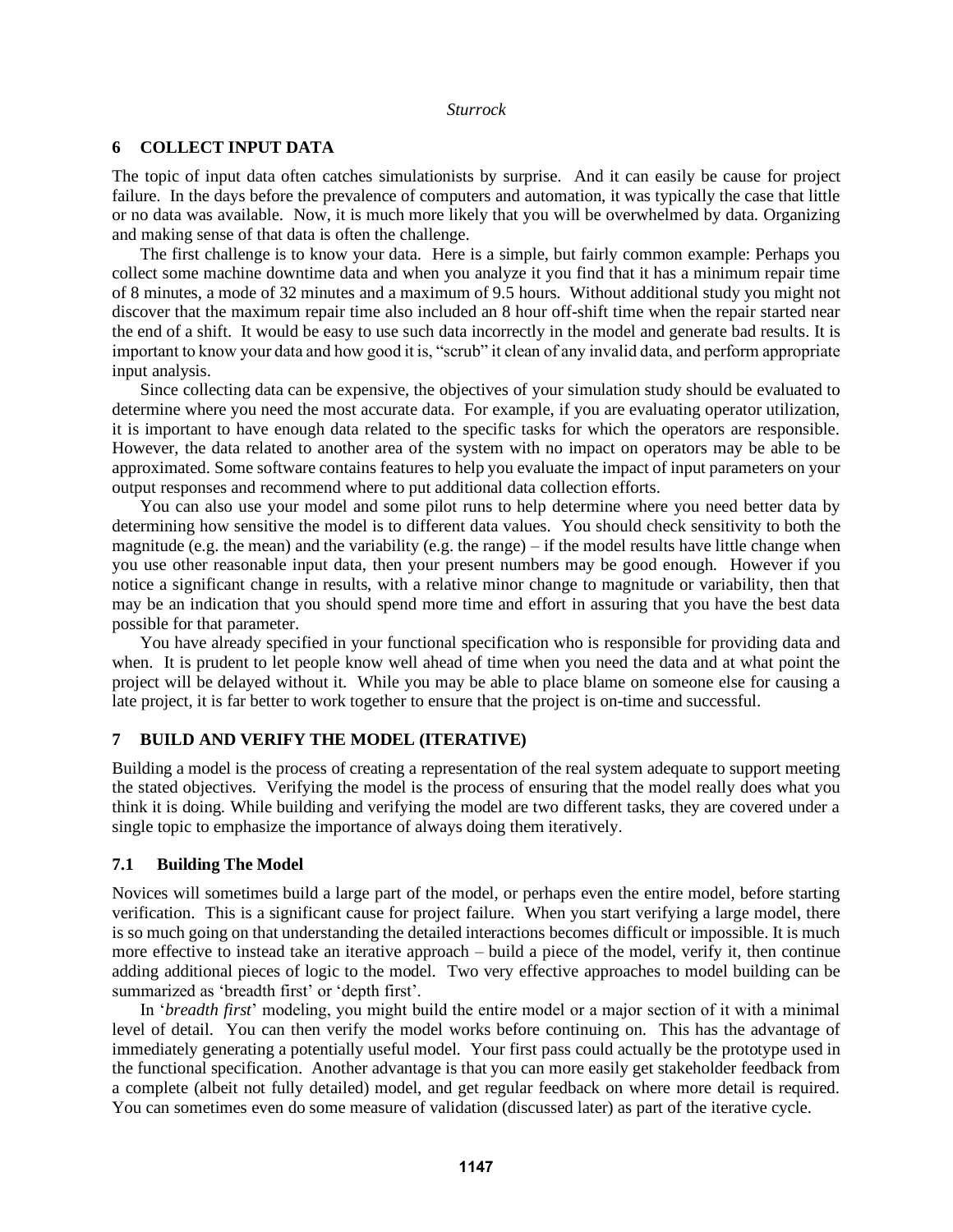## 6 COLLECT INPUT DATA

The topic of input data often catches simulationists by surprise. And it can easily be cause for project failure. In the days before the prevalence of computers and automation, it was typically the case that little or no data was available. Now, it is much more likely that you will be overwhelmed by data. Organizing and making sense of that data is often the challenge.

The first challenge is to know your data. Here is a simple, but fairly common example: Perhaps you collect some machine downtime data and when you analyze it you find that it has a minimum repair time of 8 minutes, a mode of 32 minutes and a maximum of 9.5 hours. Without additional study you might not discover that the maximum repair time also included an 8 hour off-shift time when the repair started near the end of a shift. It would be easy to use such data incorrectly in the model and generate bad results. It is important to know your data and how good it is, "scrub" it clean of any invalid data, and perform appropriate input analysis.

Since collecting data can be expensive, the objectives of your simulation study should be evaluated to determine where you need the most accurate data. For example, if you are evaluating operator utilization, it is important to have enough data related to the specific tasks for which the operators are responsible. However, the data related to another area of the system with no impact on operators may be able to be approximated. Some software contains features to help you evaluate the impact of input parameters on your output responses and recommend where to put additional data collection efforts.

You can also use your model and some pilot runs to help determine where you need better data by determining how sensitive the model is to different data values. You should check sensitivity to both the magnitude (e.g. the mean) and the variability (e.g. the range) – if the model results have little change when you use other reasonable input data, then your present numbers may be good enough. However if you notice a significant change in results, with a relative minor change to magnitude or variability, then that may be an indication that you should spend more time and effort in assuring that you have the best data possible for that parameter.

You have already specified in your functional specification who is responsible for providing data and when. It is prudent to let people know well ahead of time when you need the data and at what point the project will be delayed without it. While you may be able to place blame on someone else for causing a late project, it is far better to work together to ensure that the project is on-time and successful.

## 7 BUILD AND VERIFY THE MODEL (ITERATIVE)

Building a model is the process of creating a representation of the real system adequate to support meeting the stated objectives. Verifying the model is the process of ensuring that the model really does what you think it is doing. While building and verifying the model are two different tasks, they are covered under a single topic to emphasize the importance of always doing them iteratively.

### 7.1 Building The Model

Novices will sometimes build a large part of the model, or perhaps even the entire model, before starting verification. This is a significant cause for project failure. When you start verifying a large model, there is so much going on that understanding the detailed interactions becomes difficult or impossible. It is much more effective to instead take an iterative approach – build a piece of the model, verify it, then continue adding additional pieces of logic to the model. Two very effective approaches to model building can be summarized as 'breadth first' or 'depth first'.

In '*breadth first*' modeling, you might build the entire model or a major section of it with a minimal level of detail. You can then verify the model works before continuing on. This has the advantage of immediately generating a potentially useful model. Your first pass could actually be the prototype used in the functional specification. Another advantage is that you can more easily get stakeholder feedback from a complete (albeit not fully detailed) model, and get regular feedback on where more detail is required. You can sometimes even do some measure of validation (discussed later) as part of the iterative cycle.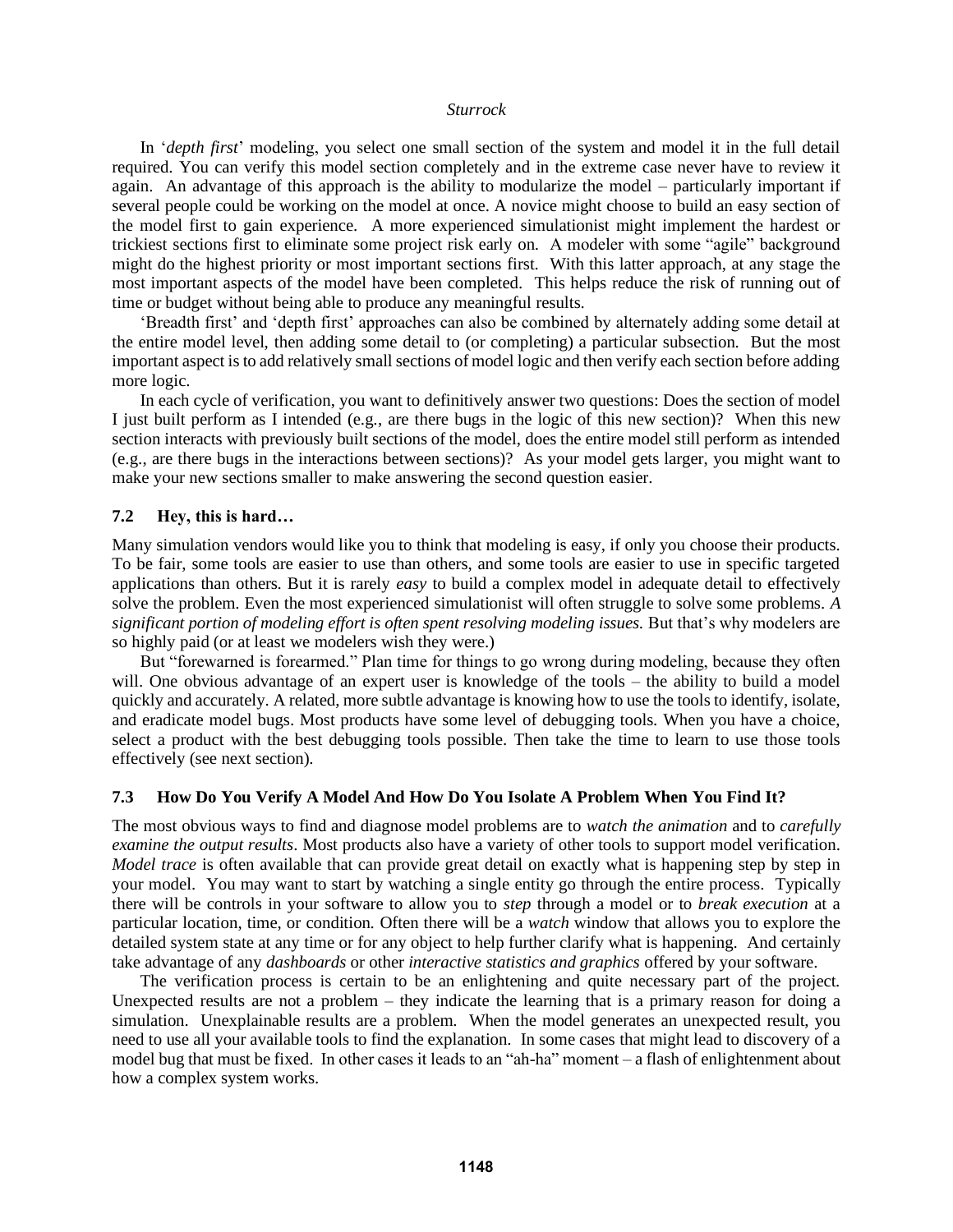In '*depth first*' modeling, you select one small section of the system and model it in the full detail required. You can verify this model section completely and in the extreme case never have to review it again. An advantage of this approach is the ability to modularize the model – particularly important if several people could be working on the model at once. A novice might choose to build an easy section of the model first to gain experience. A more experienced simulationist might implement the hardest or trickiest sections first to eliminate some project risk early on. A modeler with some "agile" background might do the highest priority or most important sections first. With this latter approach, at any stage the most important aspects of the model have been completed. This helps reduce the risk of running out of time or budget without being able to produce any meaningful results.

'Breadth first' and 'depth first' approaches can also be combined by alternately adding some detail at the entire model level, then adding some detail to (or completing) a particular subsection. But the most important aspect is to add relatively small sections of model logic and then verify each section before adding more logic.

In each cycle of verification, you want to definitively answer two questions: Does the section of model I just built perform as I intended (e.g., are there bugs in the logic of this new section)? When this new section interacts with previously built sections of the model, does the entire model still perform as intended (e.g., are there bugs in the interactions between sections)? As your model gets larger, you might want to make your new sections smaller to make answering the second question easier.

### 7.2 Hey, this is hard…

Many simulation vendors would like you to think that modeling is easy, if only you choose their products. To be fair, some tools are easier to use than others, and some tools are easier to use in specific targeted applications than others. But it is rarely *easy* to build a complex model in adequate detail to effectively solve the problem. Even the most experienced simulationist will often struggle to solve some problems. *A significant portion of modeling effort is often spent resolving modeling issues.* But that's why modelers are so highly paid (or at least we modelers wish they were.)

But "forewarned is forearmed." Plan time for things to go wrong during modeling, because they often will. One obvious advantage of an expert user is knowledge of the tools – the ability to build a model quickly and accurately. A related, more subtle advantage is knowing how to use the tools to identify, isolate, and eradicate model bugs. Most products have some level of debugging tools. When you have a choice, select a product with the best debugging tools possible. Then take the time to learn to use those tools effectively (see next section).

### 7.3 How Do You Verify A Model And How Do You Isolate A Problem When You Find It?

The most obvious ways to find and diagnose model problems are to *watch the animation* and to *carefully examine the output results*. Most products also have a variety of other tools to support model verification. *Model trace* is often available that can provide great detail on exactly what is happening step by step in your model. You may want to start by watching a single entity go through the entire process. Typically there will be controls in your software to allow you to *step* through a model or to *break execution* at a particular location, time, or condition. Often there will be a *watch* window that allows you to explore the detailed system state at any time or for any object to help further clarify what is happening. And certainly take advantage of any *dashboards* or other *interactive statistics and graphics* offered by your software.

The verification process is certain to be an enlightening and quite necessary part of the project. Unexpected results are not a problem – they indicate the learning that is a primary reason for doing a simulation. Unexplainable results are a problem. When the model generates an unexpected result, you need to use all your available tools to find the explanation. In some cases that might lead to discovery of a model bug that must be fixed. In other cases it leads to an "ah-ha" moment – a flash of enlightenment about how a complex system works.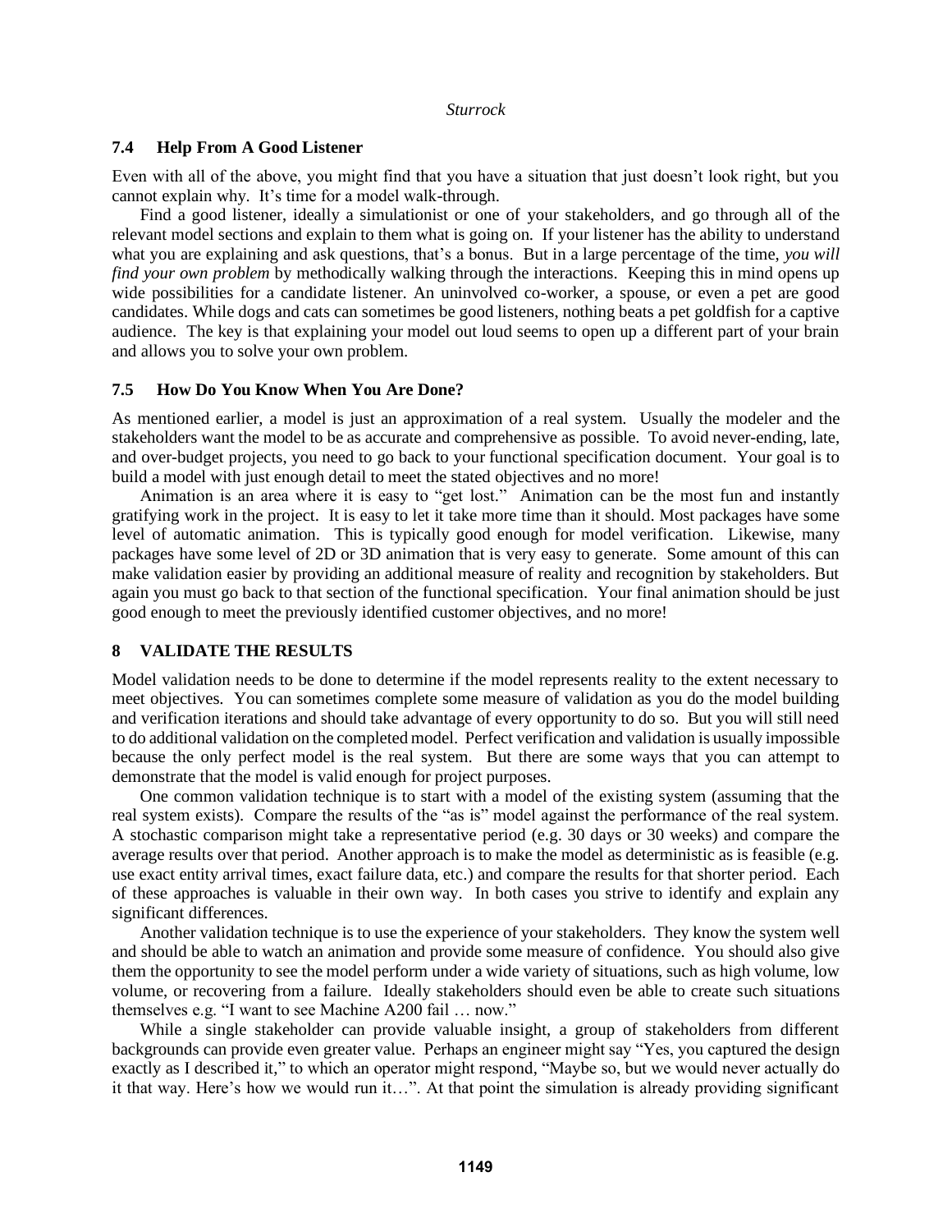### 7.4 Help From A Good Listener

Even with all of the above, you might find that you have a situation that just doesn't look right, but you cannot explain why. It's time for a model walk-through.

Find a good listener, ideally a simulationist or one of your stakeholders, and go through all of the relevant model sections and explain to them what is going on. If your listener has the ability to understand what you are explaining and ask questions, that's a bonus. But in a large percentage of the time, *you will find your own problem* by methodically walking through the interactions. Keeping this in mind opens up wide possibilities for a candidate listener. An uninvolved co-worker, a spouse, or even a pet are good candidates. While dogs and cats can sometimes be good listeners, nothing beats a pet goldfish for a captive audience. The key is that explaining your model out loud seems to open up a different part of your brain and allows you to solve your own problem.

### 7.5 How Do You Know When You Are Done?

As mentioned earlier, a model is just an approximation of a real system. Usually the modeler and the stakeholders want the model to be as accurate and comprehensive as possible. To avoid never-ending, late, and over-budget projects, you need to go back to your functional specification document. Your goal is to build a model with just enough detail to meet the stated objectives and no more!

Animation is an area where it is easy to "get lost." Animation can be the most fun and instantly gratifying work in the project. It is easy to let it take more time than it should. Most packages have some level of automatic animation. This is typically good enough for model verification. Likewise, many packages have some level of 2D or 3D animation that is very easy to generate. Some amount of this can make validation easier by providing an additional measure of reality and recognition by stakeholders. But again you must go back to that section of the functional specification. Your final animation should be just good enough to meet the previously identified customer objectives, and no more!

## 8 VALIDATE THE RESULTS

Model validation needs to be done to determine if the model represents reality to the extent necessary to meet objectives. You can sometimes complete some measure of validation as you do the model building and verification iterations and should take advantage of every opportunity to do so. But you will still need to do additional validation on the completed model. Perfect verification and validation is usually impossible because the only perfect model is the real system. But there are some ways that you can attempt to demonstrate that the model is valid enough for project purposes.

One common validation technique is to start with a model of the existing system (assuming that the real system exists). Compare the results of the "as is" model against the performance of the real system. A stochastic comparison might take a representative period (e.g. 30 days or 30 weeks) and compare the average results over that period. Another approach is to make the model as deterministic as is feasible (e.g. use exact entity arrival times, exact failure data, etc.) and compare the results for that shorter period. Each of these approaches is valuable in their own way. In both cases you strive to identify and explain any significant differences.

Another validation technique is to use the experience of your stakeholders. They know the system well and should be able to watch an animation and provide some measure of confidence. You should also give them the opportunity to see the model perform under a wide variety of situations, such as high volume, low volume, or recovering from a failure. Ideally stakeholders should even be able to create such situations themselves e.g. "I want to see Machine A200 fail … now."

While a single stakeholder can provide valuable insight, a group of stakeholders from different backgrounds can provide even greater value. Perhaps an engineer might say "Yes, you captured the design exactly as I described it," to which an operator might respond, "Maybe so, but we would never actually do it that way. Here's how we would run it…". At that point the simulation is already providing significant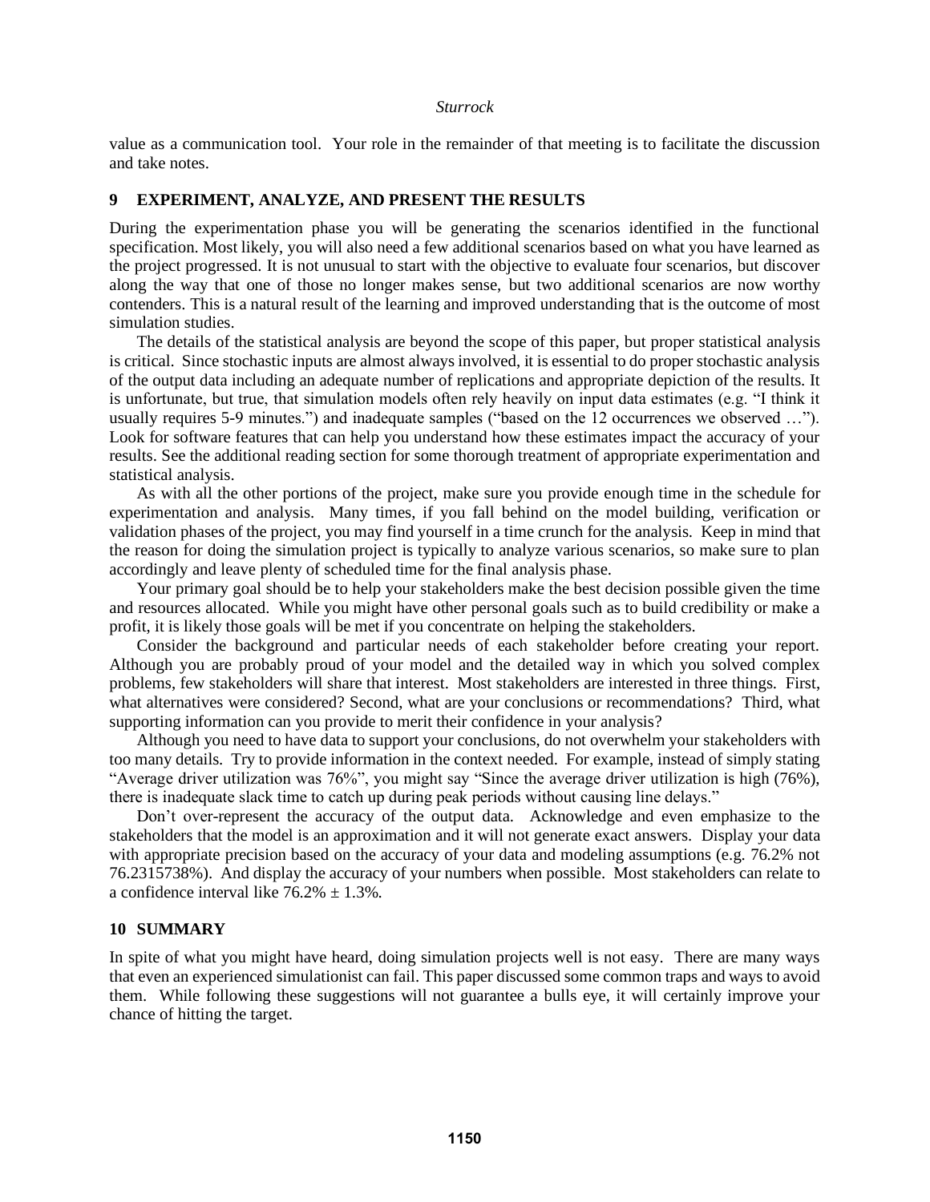value as a communication tool. Your role in the remainder of that meeting is to facilitate the discussion and take notes.

## 9 EXPERIMENT, ANALYZE, AND PRESENT THE RESULTS

During the experimentation phase you will be generating the scenarios identified in the functional specification. Most likely, you will also need a few additional scenarios based on what you have learned as the project progressed. It is not unusual to start with the objective to evaluate four scenarios, but discover along the way that one of those no longer makes sense, but two additional scenarios are now worthy contenders. This is a natural result of the learning and improved understanding that is the outcome of most simulation studies.

The details of the statistical analysis are beyond the scope of this paper, but proper statistical analysis is critical. Since stochastic inputs are almost always involved, it is essential to do proper stochastic analysis of the output data including an adequate number of replications and appropriate depiction of the results. It is unfortunate, but true, that simulation models often rely heavily on input data estimates (e.g. "I think it usually requires 5-9 minutes.") and inadequate samples ("based on the 12 occurrences we observed …"). Look for software features that can help you understand how these estimates impact the accuracy of your results. See the additional reading section for some thorough treatment of appropriate experimentation and statistical analysis.

As with all the other portions of the project, make sure you provide enough time in the schedule for experimentation and analysis. Many times, if you fall behind on the model building, verification or validation phases of the project, you may find yourself in a time crunch for the analysis. Keep in mind that the reason for doing the simulation project is typically to analyze various scenarios, so make sure to plan accordingly and leave plenty of scheduled time for the final analysis phase.

Your primary goal should be to help your stakeholders make the best decision possible given the time and resources allocated. While you might have other personal goals such as to build credibility or make a profit, it is likely those goals will be met if you concentrate on helping the stakeholders.

Consider the background and particular needs of each stakeholder before creating your report. Although you are probably proud of your model and the detailed way in which you solved complex problems, few stakeholders will share that interest. Most stakeholders are interested in three things. First, what alternatives were considered? Second, what are your conclusions or recommendations? Third, what supporting information can you provide to merit their confidence in your analysis?

Although you need to have data to support your conclusions, do not overwhelm your stakeholders with too many details. Try to provide information in the context needed. For example, instead of simply stating "Average driver utilization was 76%", you might say "Since the average driver utilization is high (76%), there is inadequate slack time to catch up during peak periods without causing line delays."

Don't over-represent the accuracy of the output data. Acknowledge and even emphasize to the stakeholders that the model is an approximation and it will not generate exact answers. Display your data with appropriate precision based on the accuracy of your data and modeling assumptions (e.g. 76.2% not 76.2315738%). And display the accuracy of your numbers when possible. Most stakeholders can relate to a confidence interval like $76.2\% \pm 1.3\%$.

## 10 SUMMARY

In spite of what you might have heard, doing simulation projects well is not easy. There are many ways that even an experienced simulationist can fail. This paper discussed some common traps and ways to avoid them. While following these suggestions will not guarantee a bulls eye, it will certainly improve your chance of hitting the target.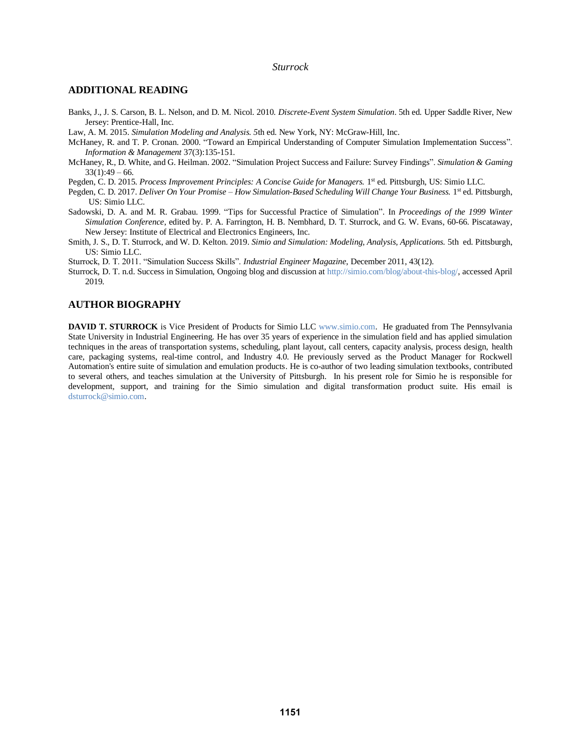## ADDITIONAL READING

Banks, J., J. S. Carson, B. L. Nelson, and D. M. Nicol. 2010. *Discrete-Event System Simulation*. 5th ed. Upper Saddle River, New Jersey: Prentice-Hall, Inc.

Law, A. M. 2015. *Simulation Modeling and Analysis. 5*th ed. New York, NY: McGraw-Hill, Inc.

McHaney, R. and T. P. Cronan. 2000. "Toward an Empirical Understanding of Computer Simulation Implementation Success". *Information & Management* 37(3):135-151.

McHaney, R., D. White, and G. Heilman. 2002. "Simulation Project Success and Failure: Survey Findings". *Simulation & Gaming* 33(1):49 – 66.

Pegden, C. D. 2015*. Process Improvement Principles: A Concise Guide for Managers.* 1st ed. Pittsburgh, US: Simio LLC.

Pegden, C. D. 2017. *Deliver On Your Promise – How Simulation-Based Scheduling Will Change Your Business.* 1st ed. Pittsburgh, US: Simio LLC.

Sadowski, D. A. and M. R. Grabau. 1999. "Tips for Successful Practice of Simulation". In *Proceedings of the 1999 Winter Simulation Conference*, edited by. P. A. Farrington, H. B. Nembhard, D. T. Sturrock, and G. W. Evans, 60-66. Piscataway, New Jersey: Institute of Electrical and Electronics Engineers, Inc.

Smith, J. S., D. T. Sturrock, and W. D. Kelton. 2019. *Simio and Simulation: Modeling, Analysis, Applications.* 5th ed. Pittsburgh, US: Simio LLC.

Sturrock, D. T. 2011. "Simulation Success Skills"*. Industrial Engineer Magazine*, December 2011, 43(12).

Sturrock, D. T. n.d. Success in Simulation, Ongoing blog and discussion at http://simio.com/blog/about-this-blog/, accessed April 2019.

## AUTHOR BIOGRAPHY

**DAVID T. STURROCK** is Vice President of Products for Simio LLC www.simio.com. He graduated from The Pennsylvania State University in Industrial Engineering. He has over 35 years of experience in the simulation field and has applied simulation techniques in the areas of transportation systems, scheduling, plant layout, call centers, capacity analysis, process design, health care, packaging systems, real-time control, and Industry 4.0. He previously served as the Product Manager for Rockwell Automation's entire suite of simulation and emulation products. He is co-author of two leading simulation textbooks, contributed to several others, and teaches simulation at the University of Pittsburgh. In his present role for Simio he is responsible for development, support, and training for the Simio simulation and digital transformation product suite. His email is dsturrock@simio.com.